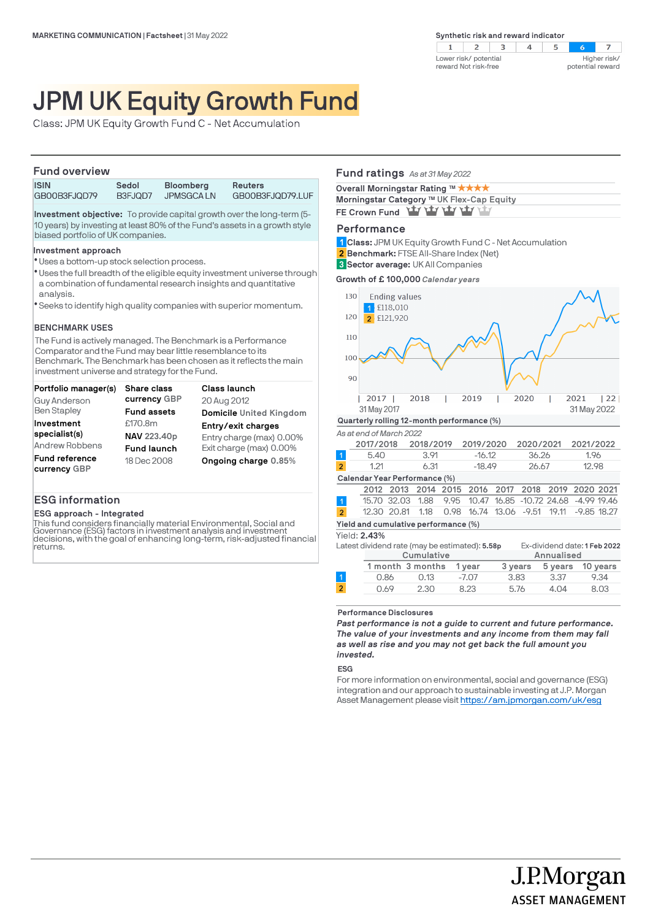MARKETING COMMUNICATION | Factsheet | 31 May 2022

**Synthetic risk and reward indicator**

| 1 | 2 | 3 | 4 | 5 | **6** | 7 |
|---|---|---|---|---|---|---|

Lower risk/ potential reward Not risk-free — Higher risk/ potential reward

# JPM UK Equity Growth Fund

Class: JPM UK Equity Growth Fund C - Net Accumulation

## Fund overview

| ISIN | Sedol | Bloomberg | Reuters |
|---|---|---|---|
| GB00B3FJQD79 | B3FJQD7 | JPMSGCA LN | GB00B3FJQD79.LUF |

**Investment objective:** To provide capital growth over the long-term (5-10 years) by investing at least 80% of the Fund's assets in a growth style biased portfolio of UK companies.

**Investment approach**

- Uses a bottom-up stock selection process.
- Uses the full breadth of the eligible equity investment universe through a combination of fundamental research insights and quantitative analysis.
- Seeks to identify high quality companies with superior momentum.

**BENCHMARK USES**

The Fund is actively managed. The Benchmark is a Performance Comparator and the Fund may bear little resemblance to its Benchmark. The Benchmark has been chosen as it reflects the main investment universe and strategy for the Fund.

**Portfolio manager(s)**
Guy Anderson
Ben Stapley

**Investment specialist(s)**
Andrew Robbens

**Fund reference currency** GBP

**Share class currency** GBP

**Fund assets**
£170.8m

**NAV** 223.40p

**Fund launch**
18 Dec 2008

**Class launch**
20 Aug 2012

**Domicile** United Kingdom

**Entry/exit charges**
Entry charge (max) 0.00%
Exit charge (max) 0.00%

**Ongoing charge** 0.85%

## ESG information

**ESG approach - Integrated**

This fund considers financially material Environmental, Social and Governance (ESG) factors in investment analysis and investment decisions, with the goal of enhancing long-term, risk-adjusted financial returns.

## Fund ratings *As at 31 May 2022*

**Overall Morningstar Rating ™** ★★★★

**Morningstar Category ™** UK Flex-Cap Equity

**FE Crown Fund** 4 of 5 crowns

## Performance

1 **Class:** JPM UK Equity Growth Fund C - Net Accumulation
2 **Benchmark:** FTSE All-Share Index (Net)
3 **Sector average:** UK All Companies

**Growth of £ 100,000** *Calendar years*

Ending values
1 £118,010
2 £121,920

31 May 2017 – 31 May 2022

**Quarterly rolling 12-month performance (%)**

*As at end of March 2022*

| | 2017/2018 | 2018/2019 | 2019/2020 | 2020/2021 | 2021/2022 |
|---|---|---|---|---|---|
| 1 | 5.40 | 3.91 | -16.12 | 36.26 | 1.96 |
| 2 | 1.21 | 6.31 | -18.49 | 26.67 | 12.98 |

**Calendar Year Performance (%)**

| | 2012 | 2013 | 2014 | 2015 | 2016 | 2017 | 2018 | 2019 | 2020 | 2021 |
|---|---|---|---|---|---|---|---|---|---|---|
| 1 | 15.70 | 32.03 | 1.88 | 9.95 | 10.47 | 16.85 | -10.72 | 24.68 | -4.99 | 19.46 |
| 2 | 12.30 | 20.81 | 1.18 | 0.98 | 16.74 | 13.06 | -9.51 | 19.11 | -9.85 | 18.27 |

**Yield and cumulative performance (%)**

Yield: **2.43%**

Latest dividend rate (may be estimated): **5.58p**

Ex-dividend date: **1 Feb 2022**

| | Cumulative | | | Annualised | | |
|---|---|---|---|---|---|---|
| | 1 month | 3 months | 1 year | 3 years | 5 years | 10 years |
| 1 | 0.86 | 0.13 | -7.07 | 3.83 | 3.37 | 9.34 |
| 2 | 0.69 | 2.30 | 8.23 | 5.76 | 4.04 | 8.03 |

**Performance Disclosures**

***Past performance is not a guide to current and future performance. The value of your investments and any income from them may fall as well as rise and you may not get back the full amount you invested.***

**ESG**

For more information on environmental, social and governance (ESG) integration and our approach to sustainable investing at J.P. Morgan Asset Management please visit https://am.jpmorgan.com/uk/esg

J.P.Morgan ASSET MANAGEMENT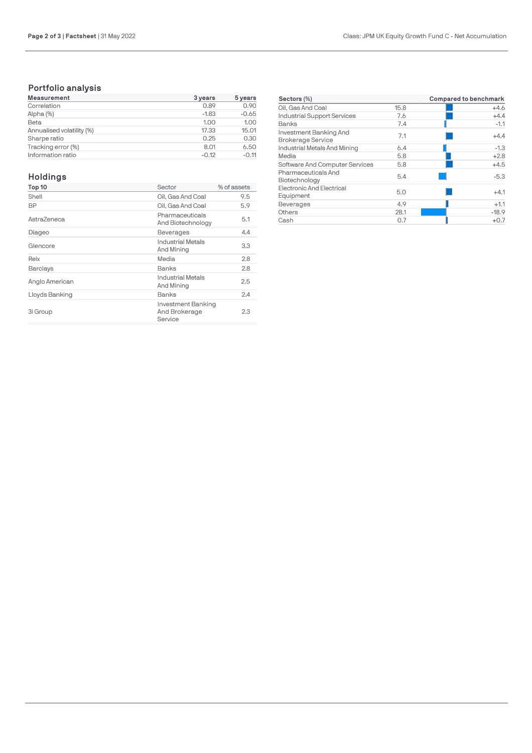## Portfolio analysis

| Measurement | 3 years | 5 years |
|---|---|---|
| Correlation | 0.89 | 0.90 |
| Alpha (%) | -1.83 | -0.65 |
| Beta | 1.00 | 1.00 |
| Annualised volatility (%) | 17.33 | 15.01 |
| Sharpe ratio | 0.25 | 0.30 |
| Tracking error (%) | 8.01 | 6.50 |
| Information ratio | -0.12 | -0.11 |

## Holdings

| Top 10 | Sector | % of assets |
|---|---|---|
| Shell | Oil, Gas And Coal | 9.5 |
| BP | Oil, Gas And Coal | 5.9 |
| AstraZeneca | Pharmaceuticals And Biotechnology | 5.1 |
| Diageo | Beverages | 4.4 |
| Glencore | Industrial Metals And Mining | 3.3 |
| Relx | Media | 2.8 |
| Barclays | Banks | 2.8 |
| Anglo American | Industrial Metals And Mining | 2.5 |
| Lloyds Banking | Banks | 2.4 |
| 3i Group | Investment Banking And Brokerage Service | 2.3 |

| Sectors (%) | | Compared to benchmark |
|---|---|---|
| Oil, Gas And Coal | 15.8 | +4.6 |
| Industrial Support Services | 7.6 | +4.4 |
| Banks | 7.4 | -1.1 |
| Investment Banking And Brokerage Service | 7.1 | +4.4 |
| Industrial Metals And Mining | 6.4 | -1.3 |
| Media | 5.8 | +2.8 |
| Software And Computer Services | 5.8 | +4.5 |
| Pharmaceuticals And Biotechnology | 5.4 | -5.3 |
| Electronic And Electrical Equipment | 5.0 | +4.1 |
| Beverages | 4.9 | +1.1 |
| Others | 28.1 | -18.9 |
| Cash | 0.7 | +0.7 |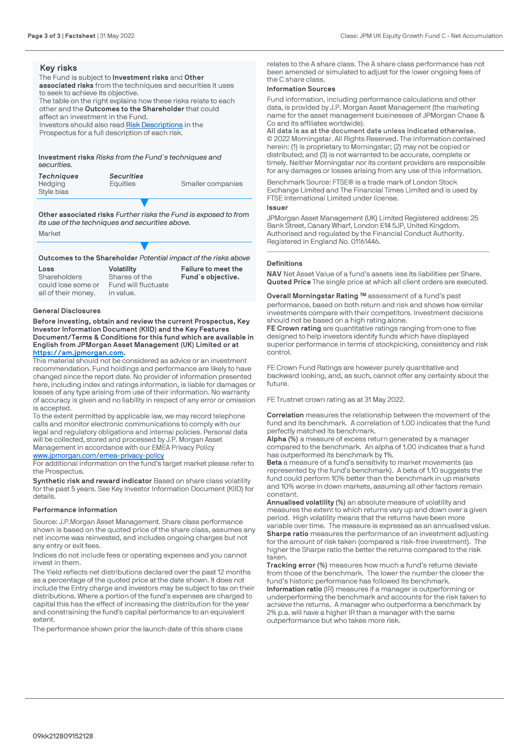## Key risks

The Fund is subject to **Investment risks** and **Other associated risks** from the techniques and securities it uses to seek to achieve its objective.

The table on the right explains how these risks relate to each other and the **Outcomes to the Shareholder** that could affect an investment in the Fund.

Investors should also read Risk Descriptions in the Prospectus for a full description of each risk.

**Investment risks** *Risks from the Fund´s techniques and securities.*

| *Techniques* | *Securities* | |
|---|---|---|
| Hedging | Equities | Smaller companies |
| Style bias | | |

**Other associated risks** *Further risks the Fund is exposed to from its use of the techniques and securities above.*

Market

**Outcomes to the Shareholder** *Potential impact of the risks above*

| **Loss** | **Volatility** | **Failure to meet the Fund´s objective.** |
|---|---|---|
| Shareholders could lose some or all of their money. | Shares of the Fund will fluctuate in value. | |

### General Disclosures

**Before investing, obtain and review the current Prospectus, Key Investor Information Document (KIID) and the Key Features Document/Terms & Conditions for this fund which are available in English from JPMorgan Asset Management (UK) Limited or at https://am.jpmorgan.com.**

This material should not be considered as advice or an investment recommendation. Fund holdings and performance are likely to have changed since the report date. No provider of information presented here, including index and ratings information, is liable for damages or losses of any type arising from use of their information. No warranty of accuracy is given and no liability in respect of any error or omission is accepted.

To the extent permitted by applicable law, we may record telephone calls and monitor electronic communications to comply with our legal and regulatory obligations and internal policies. Personal data will be collected, stored and processed by J.P. Morgan Asset Management in accordance with our EMEA Privacy Policy www.jpmorgan.com/emea-privacy-policy

For additional information on the fund's target market please refer to the Prospectus.

**Synthetic risk and reward indicator** Based on share class volatility for the past 5 years. See Key Investor Information Document (KIID) for details.

### Performance information

Source: J.P.Morgan Asset Management. Share class performance shown is based on the quoted price of the share class, assumes any net income was reinvested, and includes ongoing charges but not any entry or exit fees.

Indices do not include fees or operating expenses and you cannot invest in them.

The Yield reflects net distributions declared over the past 12 months as a percentage of the quoted price at the date shown. It does not include the Entry charge and investors may be subject to tax on their distributions. Where a portion of the fund's expenses are charged to capital this has the effect of increasing the distribution for the year and constraining the fund's capital performance to an equivalent extent.

The performance shown prior the launch date of this share class relates to the A share class. The A share class performance has not been amended or simulated to adjust for the lower ongoing fees of the C share class.

### Information Sources

Fund information, including performance calculations and other data, is provided by J.P. Morgan Asset Management (the marketing name for the asset management businesses of JPMorgan Chase & Co and its affiliates worldwide).

**All data is as at the document date unless indicated otherwise.**

© 2022 Morningstar. All Rights Reserved. The information contained herein: (1) is proprietary to Morningstar; (2) may not be copied or distributed; and (3) is not warranted to be accurate, complete or timely. Neither Morningstar nor its content providers are responsible for any damages or losses arising from any use of this information.

Benchmark Source: FTSE® is a trade mark of London Stock Exchange Limited and The Financial Times Limited and is used by FTSE International Limited under license.

### Issuer

JPMorgan Asset Management (UK) Limited Registered address: 25 Bank Street, Canary Wharf, London E14 5JP, United Kingdom. Authorised and regulated by the Financial Conduct Authority. Registered in England No. 01161446.

### Definitions

**NAV** Net Asset Value of a fund's assets less its liabilities per Share.
**Quoted Price** The single price at which all client orders are executed.

**Overall Morningstar Rating ™** assessment of a fund's past performance, based on both return and risk and shows how similar investments compare with their competitors. Investment decisions should not be based on a high rating alone.
**FE Crown rating** are quantitative ratings ranging from one to five designed to help investors identify funds which have displayed superior performance in terms of stockpicking, consistency and risk control.

FE Crown Fund Ratings are however purely quantitative and backward looking, and, as such, cannot offer any certainty about the future.

FE Trustnet crown rating as at 31 May 2022.

**Correlation** measures the relationship between the movement of the fund and its benchmark. A correlation of 1.00 indicates that the fund perfectly matched its benchmark.
**Alpha (%)** a measure of excess return generated by a manager compared to the benchmark. An alpha of 1.00 indicates that a fund has outperformed its benchmark by 1%.
**Beta** a measure of a fund's sensitivity to market movements (as represented by the fund's benchmark). A beta of 1.10 suggests the fund could perform 10% better than the benchmark in up markets and 10% worse in down markets, assuming all other factors remain constant.
**Annualised volatility (%)** an absolute measure of volatility and measures the extent to which returns vary up and down over a given period. High volatility means that the returns have been more variable over time. The measure is expressed as an annualised value.
**Sharpe ratio** measures the performance of an investment adjusting for the amount of risk taken (compared a risk-free investment). The higher the Sharpe ratio the better the returns compared to the risk taken.
**Tracking error (%)** measures how much a fund's returns deviate from those of the benchmark. The lower the number the closer the fund's historic performance has followed its benchmark.
**Information ratio** (IR) measures if a manager is outperforming or underperforming the benchmark and accounts for the risk taken to achieve the returns. A manager who outperforms a benchmark by 2% p.a. will have a higher IR than a manager with the same outperformance but who takes more risk.

09kk212809152128